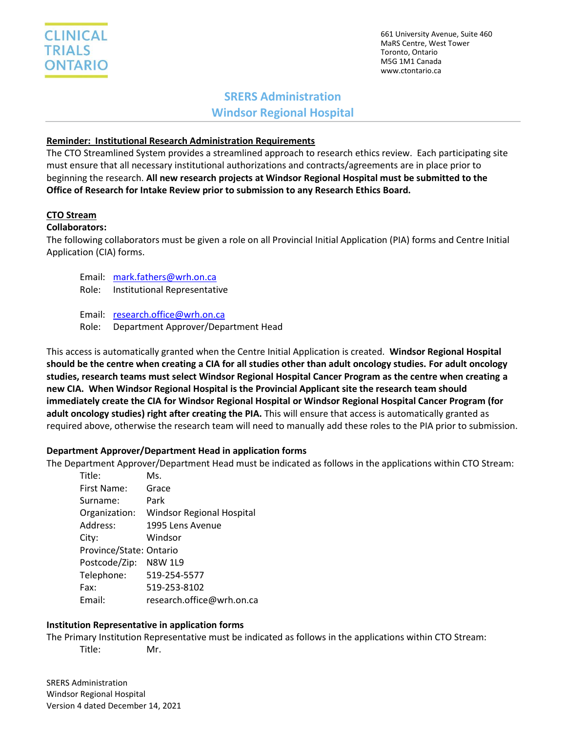CLINICAL TRIALS ONTARIO

661 University Avenue, Suite 460
MaRS Centre, West Tower
Toronto, Ontario
M5G 1M1 Canada
www.ctontario.ca

# SRERS Administration
# Windsor Regional Hospital

**Reminder: Institutional Research Administration Requirements**

The CTO Streamlined System provides a streamlined approach to research ethics review. Each participating site must ensure that all necessary institutional authorizations and contracts/agreements are in place prior to beginning the research. **All new research projects at Windsor Regional Hospital must be submitted to the Office of Research for Intake Review prior to submission to any Research Ethics Board.**

**CTO Stream**

**Collaborators:**

The following collaborators must be given a role on all Provincial Initial Application (PIA) forms and Centre Initial Application (CIA) forms.

Email: mark.fathers@wrh.on.ca
Role: Institutional Representative

Email: research.office@wrh.on.ca
Role: Department Approver/Department Head

This access is automatically granted when the Centre Initial Application is created. **Windsor Regional Hospital should be the centre when creating a CIA for all studies other than adult oncology studies. For adult oncology studies, research teams must select Windsor Regional Hospital Cancer Program as the centre when creating a new CIA. When Windsor Regional Hospital is the Provincial Applicant site the research team should immediately create the CIA for Windsor Regional Hospital or Windsor Regional Hospital Cancer Program (for adult oncology studies) right after creating the PIA.** This will ensure that access is automatically granted as required above, otherwise the research team will need to manually add these roles to the PIA prior to submission.

**Department Approver/Department Head in application forms**

The Department Approver/Department Head must be indicated as follows in the applications within CTO Stream:

Title: Ms.
First Name: Grace
Surname: Park
Organization: Windsor Regional Hospital
Address: 1995 Lens Avenue
City: Windsor
Province/State: Ontario
Postcode/Zip: N8W 1L9
Telephone: 519-254-5577
Fax: 519-253-8102
Email: research.office@wrh.on.ca

**Institution Representative in application forms**

The Primary Institution Representative must be indicated as follows in the applications within CTO Stream:

Title: Mr.

SRERS Administration
Windsor Regional Hospital
Version 4 dated December 14, 2021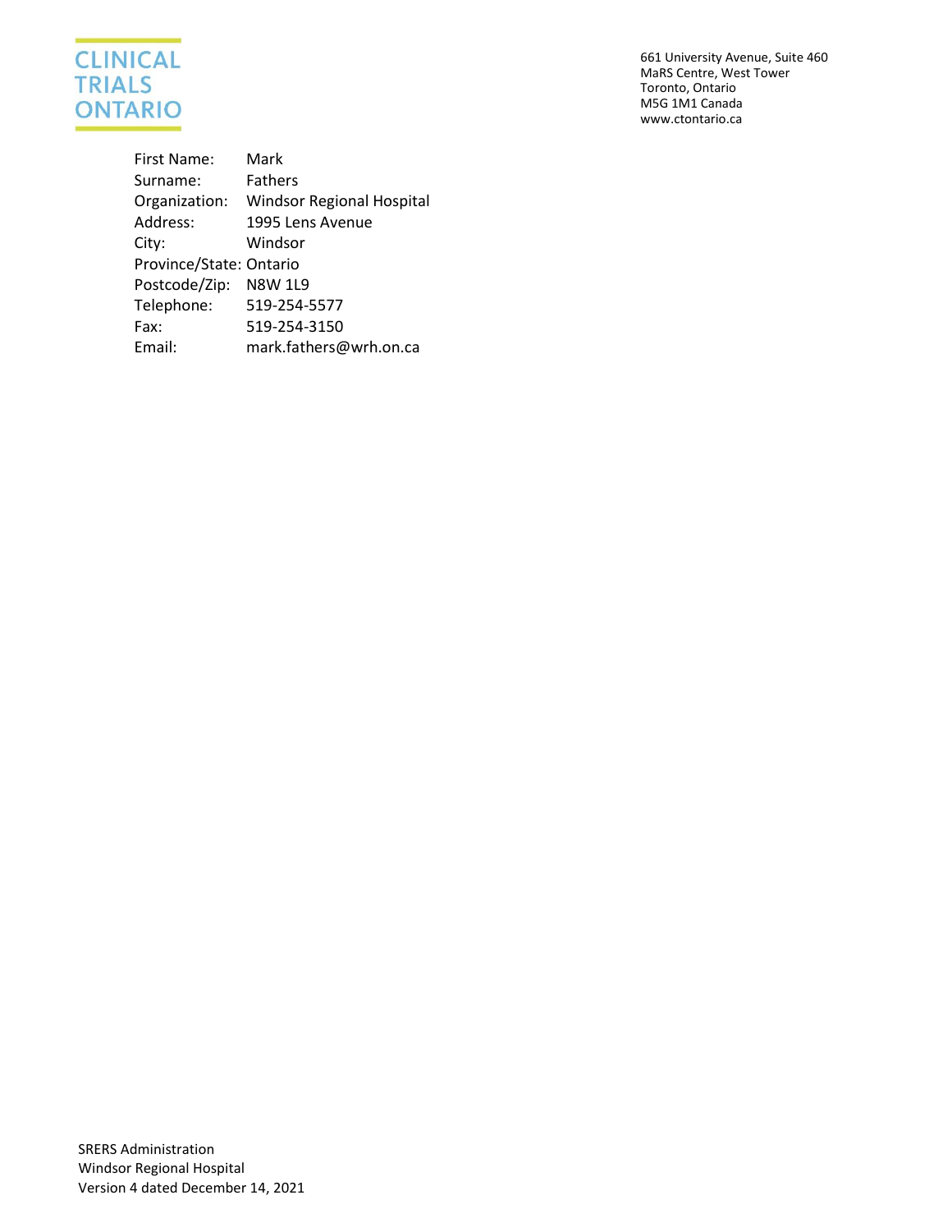**CLINICAL TRIALS ONTARIO**

661 University Avenue, Suite 460
MaRS Centre, West Tower
Toronto, Ontario
M5G 1M1 Canada
www.ctontario.ca

| | |
|---|---|
| First Name: | Mark |
| Surname: | Fathers |
| Organization: | Windsor Regional Hospital |
| Address: | 1995 Lens Avenue |
| City: | Windsor |
| Province/State: | Ontario |
| Postcode/Zip: | N8W 1L9 |
| Telephone: | 519-254-5577 |
| Fax: | 519-254-3150 |
| Email: | mark.fathers@wrh.on.ca |

SRERS Administration
Windsor Regional Hospital
Version 4 dated December 14, 2021